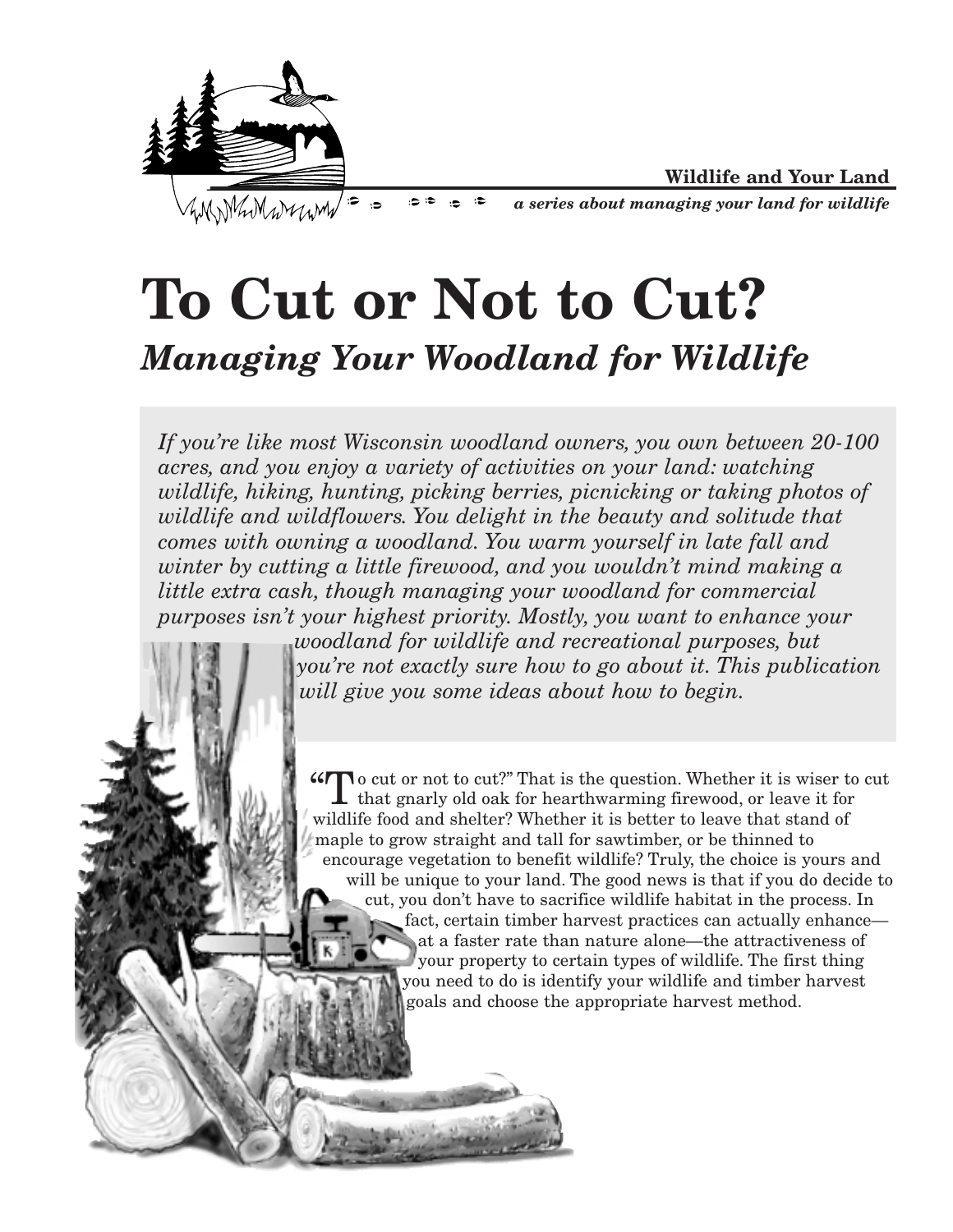**Wildlife and Your Land**

*a series about managing your land for wildlife*

# To Cut or Not to Cut?

## *Managing Your Woodland for Wildlife*

*If you're like most Wisconsin woodland owners, you own between 20-100 acres, and you enjoy a variety of activities on your land: watching wildlife, hiking, hunting, picking berries, picnicking or taking photos of wildlife and wildflowers. You delight in the beauty and solitude that comes with owning a woodland. You warm yourself in late fall and winter by cutting a little firewood, and you wouldn't mind making a little extra cash, though managing your woodland for commercial purposes isn't your highest priority. Mostly, you want to enhance your woodland for wildlife and recreational purposes, but you're not exactly sure how to go about it. This publication will give you some ideas about how to begin.*

"To cut or not to cut?" That is the question. Whether it is wiser to cut that gnarly old oak for hearthwarming firewood, or leave it for wildlife food and shelter? Whether it is better to leave that stand of maple to grow straight and tall for sawtimber, or be thinned to encourage vegetation to benefit wildlife? Truly, the choice is yours and will be unique to your land. The good news is that if you do decide to cut, you don't have to sacrifice wildlife habitat in the process. In fact, certain timber harvest practices can actually enhance—at a faster rate than nature alone—the attractiveness of your property to certain types of wildlife. The first thing you need to do is identify your wildlife and timber harvest goals and choose the appropriate harvest method.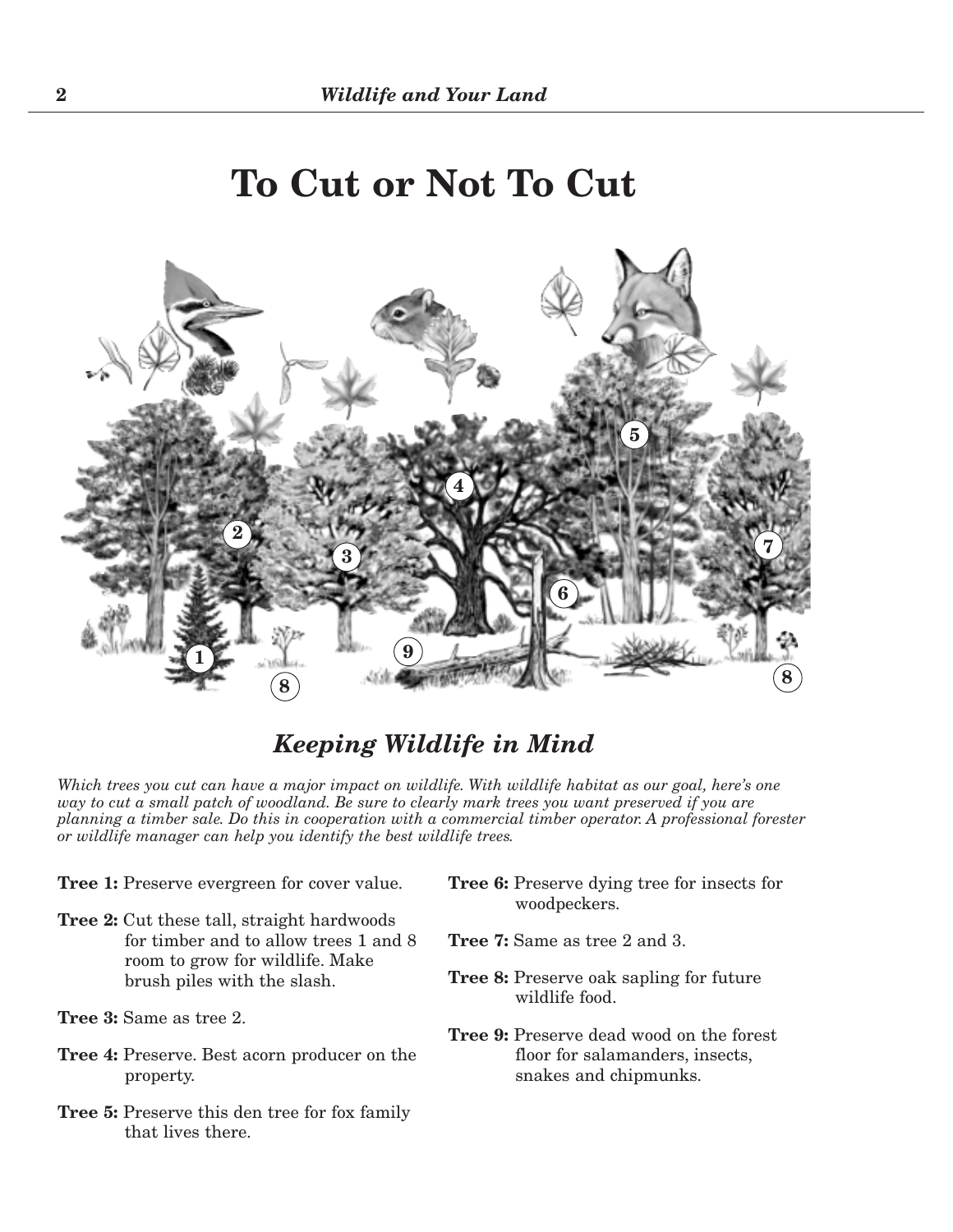# To Cut or Not To Cut

## *Keeping Wildlife in Mind*

*Which trees you cut can have a major impact on wildlife. With wildlife habitat as our goal, here's one way to cut a small patch of woodland. Be sure to clearly mark trees you want preserved if you are planning a timber sale. Do this in cooperation with a commercial timber operator. A professional forester or wildlife manager can help you identify the best wildlife trees.*

**Tree 1:** Preserve evergreen for cover value.

**Tree 2:** Cut these tall, straight hardwoods for timber and to allow trees 1 and 8 room to grow for wildlife. Make brush piles with the slash.

**Tree 3:** Same as tree 2.

**Tree 4:** Preserve. Best acorn producer on the property.

**Tree 5:** Preserve this den tree for fox family that lives there.

**Tree 6:** Preserve dying tree for insects for woodpeckers.

**Tree 7:** Same as tree 2 and 3.

**Tree 8:** Preserve oak sapling for future wildlife food.

**Tree 9:** Preserve dead wood on the forest floor for salamanders, insects, snakes and chipmunks.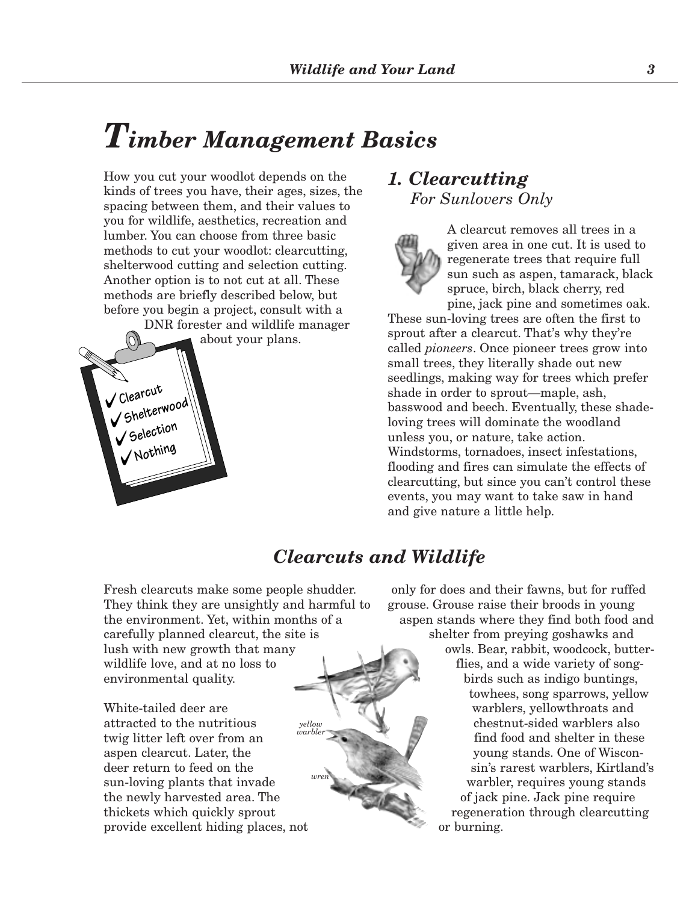# Timber Management Basics

How you cut your woodlot depends on the kinds of trees you have, their ages, sizes, the spacing between them, and their values to you for wildlife, aesthetics, recreation and lumber. You can choose from three basic methods to cut your woodlot: clearcutting, shelterwood cutting and selection cutting. Another option is to not cut at all. These methods are briefly described below, but before you begin a project, consult with a DNR forester and wildlife manager about your plans.

✓Clearcut
✓Shelterwood
✓Selection
✓Nothing

## *1. Clearcutting*
### *For Sunlovers Only*

A clearcut removes all trees in a given area in one cut. It is used to regenerate trees that require full sun such as aspen, tamarack, black spruce, birch, black cherry, red pine, jack pine and sometimes oak. These sun-loving trees are often the first to sprout after a clearcut. That's why they're called *pioneers*. Once pioneer trees grow into small trees, they literally shade out new seedlings, making way for trees which prefer shade in order to sprout—maple, ash, basswood and beech. Eventually, these shade-loving trees will dominate the woodland unless you, or nature, take action. Windstorms, tornadoes, insect infestations, flooding and fires can simulate the effects of clearcutting, but since you can't control these events, you may want to take saw in hand and give nature a little help.

## *Clearcuts and Wildlife*

Fresh clearcuts make some people shudder. They think they are unsightly and harmful to the environment. Yet, within months of a carefully planned clearcut, the site is lush with new growth that many wildlife love, and at no loss to environmental quality.

White-tailed deer are attracted to the nutritious twig litter left over from an aspen clearcut. Later, the deer return to feed on the sun-loving plants that invade the newly harvested area. The thickets which quickly sprout provide excellent hiding places, not only for does and their fawns, but for ruffed grouse. Grouse raise their broods in young aspen stands where they find both food and shelter from preying goshawks and owls. Bear, rabbit, woodcock, butterflies, and a wide variety of songbirds such as indigo buntings, towhees, song sparrows, yellow warblers, yellowthroats and chestnut-sided warblers also find food and shelter in these young stands. One of Wisconsin's rarest warblers, Kirtland's warbler, requires young stands of jack pine. Jack pine require regeneration through clearcutting or burning.

*yellow warbler*

*wren*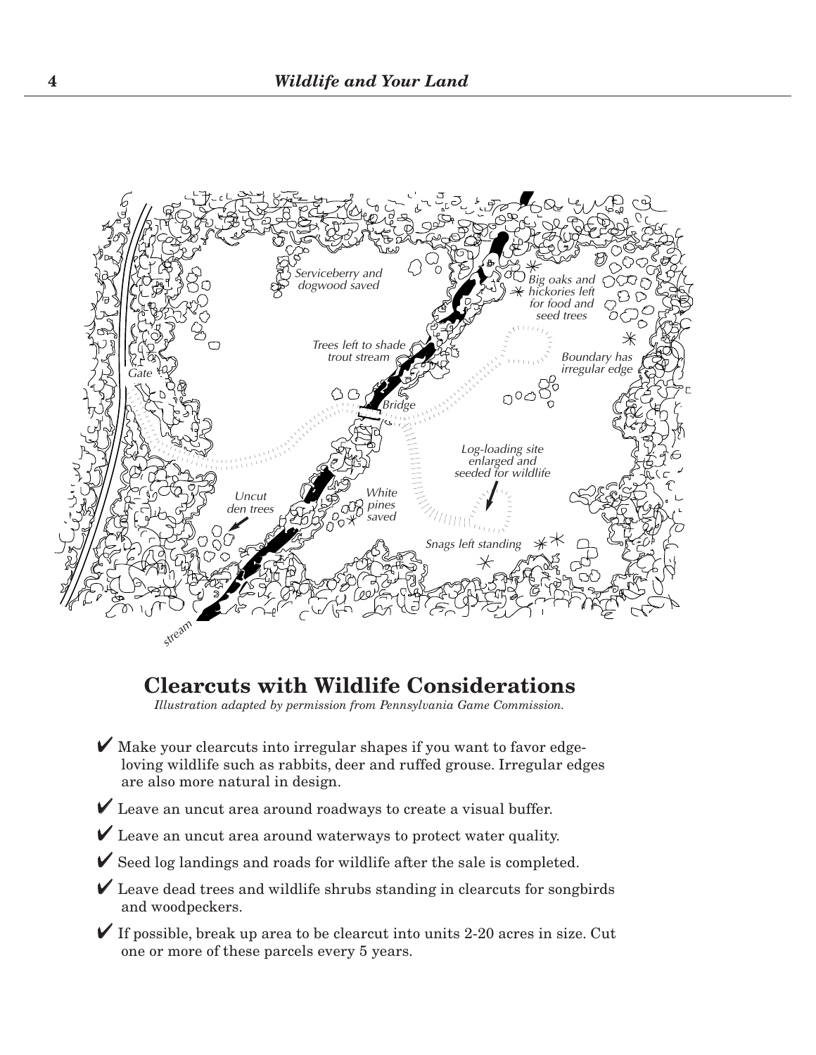Serviceberry and dogwood saved

Big oaks and hickories left for food and seed trees

Trees left to shade trout stream

Boundary has irregular edge

Gate

Bridge

Log-loading site enlarged and seeded for wildlife

Uncut den trees

White pines saved

Snags left standing

stream

## Clearcuts with Wildlife Considerations

*Illustration adapted by permission from Pennsylvania Game Commission.*

- ✔ Make your clearcuts into irregular shapes if you want to favor edge-loving wildlife such as rabbits, deer and ruffed grouse. Irregular edges are also more natural in design.
- ✔ Leave an uncut area around roadways to create a visual buffer.
- ✔ Leave an uncut area around waterways to protect water quality.
- ✔ Seed log landings and roads for wildlife after the sale is completed.
- ✔ Leave dead trees and wildlife shrubs standing in clearcuts for songbirds and woodpeckers.
- ✔ If possible, break up area to be clearcut into units 2-20 acres in size. Cut one or more of these parcels every 5 years.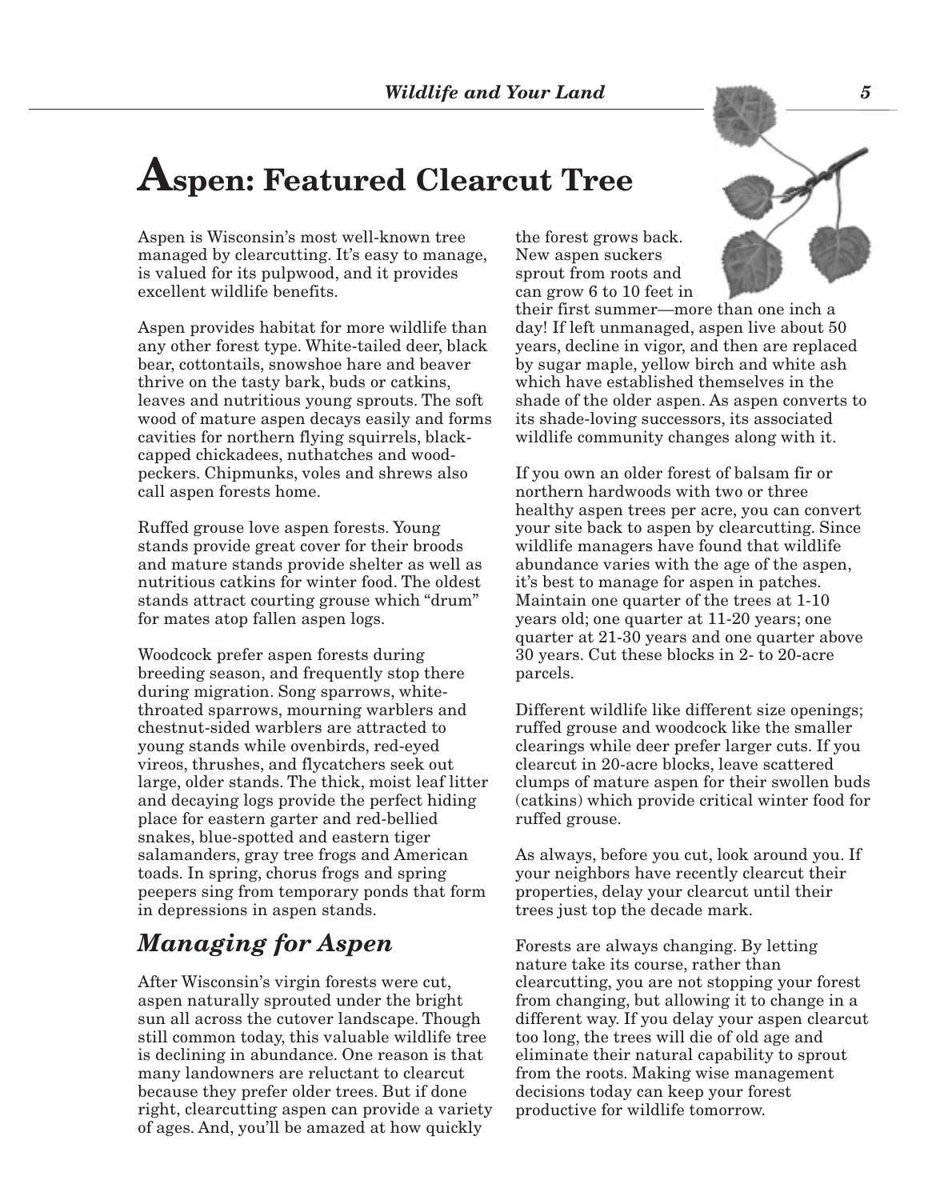# Aspen: Featured Clearcut Tree

Aspen is Wisconsin's most well-known tree managed by clearcutting. It's easy to manage, is valued for its pulpwood, and it provides excellent wildlife benefits.

Aspen provides habitat for more wildlife than any other forest type. White-tailed deer, black bear, cottontails, snowshoe hare and beaver thrive on the tasty bark, buds or catkins, leaves and nutritious young sprouts. The soft wood of mature aspen decays easily and forms cavities for northern flying squirrels, black-capped chickadees, nuthatches and woodpeckers. Chipmunks, voles and shrews also call aspen forests home.

Ruffed grouse love aspen forests. Young stands provide great cover for their broods and mature stands provide shelter as well as nutritious catkins for winter food. The oldest stands attract courting grouse which "drum" for mates atop fallen aspen logs.

Woodcock prefer aspen forests during breeding season, and frequently stop there during migration. Song sparrows, white-throated sparrows, mourning warblers and chestnut-sided warblers are attracted to young stands while ovenbirds, red-eyed vireos, thrushes, and flycatchers seek out large, older stands. The thick, moist leaf litter and decaying logs provide the perfect hiding place for eastern garter and red-bellied snakes, blue-spotted and eastern tiger salamanders, gray tree frogs and American toads. In spring, chorus frogs and spring peepers sing from temporary ponds that form in depressions in aspen stands.

## *Managing for Aspen*

After Wisconsin's virgin forests were cut, aspen naturally sprouted under the bright sun all across the cutover landscape. Though still common today, this valuable wildlife tree is declining in abundance. One reason is that many landowners are reluctant to clearcut because they prefer older trees. But if done right, clearcutting aspen can provide a variety of ages. And, you'll be amazed at how quickly the forest grows back. New aspen suckers sprout from roots and can grow 6 to 10 feet in their first summer—more than one inch a day! If left unmanaged, aspen live about 50 years, decline in vigor, and then are replaced by sugar maple, yellow birch and white ash which have established themselves in the shade of the older aspen. As aspen converts to its shade-loving successors, its associated wildlife community changes along with it.

If you own an older forest of balsam fir or northern hardwoods with two or three healthy aspen trees per acre, you can convert your site back to aspen by clearcutting. Since wildlife managers have found that wildlife abundance varies with the age of the aspen, it's best to manage for aspen in patches. Maintain one quarter of the trees at 1-10 years old; one quarter at 11-20 years; one quarter at 21-30 years and one quarter above 30 years. Cut these blocks in 2- to 20-acre parcels.

Different wildlife like different size openings; ruffed grouse and woodcock like the smaller clearings while deer prefer larger cuts. If you clearcut in 20-acre blocks, leave scattered clumps of mature aspen for their swollen buds (catkins) which provide critical winter food for ruffed grouse.

As always, before you cut, look around you. If your neighbors have recently clearcut their properties, delay your clearcut until their trees just top the decade mark.

Forests are always changing. By letting nature take its course, rather than clearcutting, you are not stopping your forest from changing, but allowing it to change in a different way. If you delay your aspen clearcut too long, the trees will die of old age and eliminate their natural capability to sprout from the roots. Making wise management decisions today can keep your forest productive for wildlife tomorrow.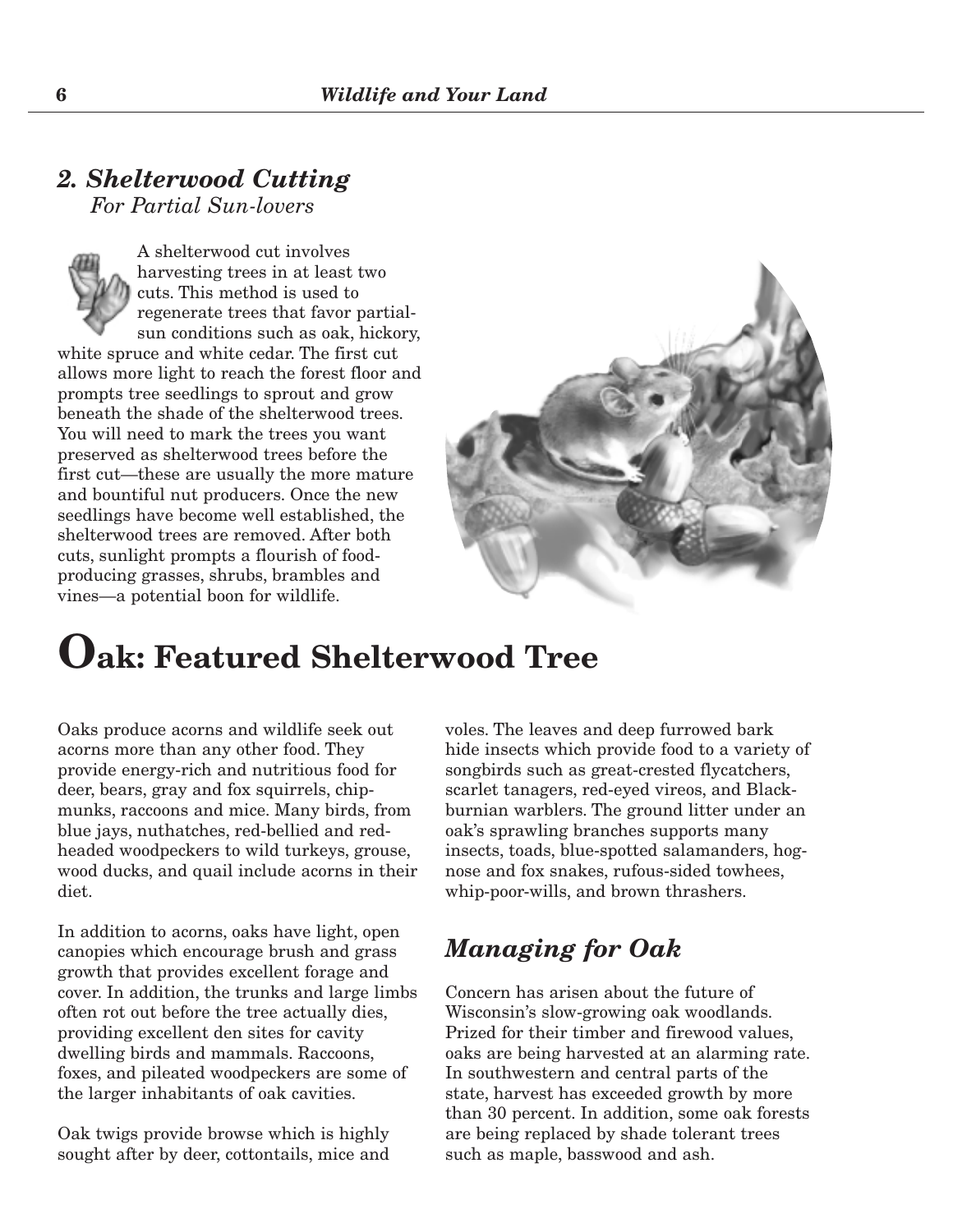## *2. Shelterwood Cutting*

*For Partial Sun-lovers*

A shelterwood cut involves harvesting trees in at least two cuts. This method is used to regenerate trees that favor partial-sun conditions such as oak, hickory, white spruce and white cedar. The first cut allows more light to reach the forest floor and prompts tree seedlings to sprout and grow beneath the shade of the shelterwood trees. You will need to mark the trees you want preserved as shelterwood trees before the first cut—these are usually the more mature and bountiful nut producers. Once the new seedlings have become well established, the shelterwood trees are removed. After both cuts, sunlight prompts a flourish of food-producing grasses, shrubs, brambles and vines—a potential boon for wildlife.

# Oak: Featured Shelterwood Tree

Oaks produce acorns and wildlife seek out acorns more than any other food. They provide energy-rich and nutritious food for deer, bears, gray and fox squirrels, chipmunks, raccoons and mice. Many birds, from blue jays, nuthatches, red-bellied and red-headed woodpeckers to wild turkeys, grouse, wood ducks, and quail include acorns in their diet.

In addition to acorns, oaks have light, open canopies which encourage brush and grass growth that provides excellent forage and cover. In addition, the trunks and large limbs often rot out before the tree actually dies, providing excellent den sites for cavity dwelling birds and mammals. Raccoons, foxes, and pileated woodpeckers are some of the larger inhabitants of oak cavities.

Oak twigs provide browse which is highly sought after by deer, cottontails, mice and voles. The leaves and deep furrowed bark hide insects which provide food to a variety of songbirds such as great-crested flycatchers, scarlet tanagers, red-eyed vireos, and Blackburnian warblers. The ground litter under an oak's sprawling branches supports many insects, toads, blue-spotted salamanders, hognose and fox snakes, rufous-sided towhees, whip-poor-wills, and brown thrashers.

## *Managing for Oak*

Concern has arisen about the future of Wisconsin's slow-growing oak woodlands. Prized for their timber and firewood values, oaks are being harvested at an alarming rate. In southwestern and central parts of the state, harvest has exceeded growth by more than 30 percent. In addition, some oak forests are being replaced by shade tolerant trees such as maple, basswood and ash.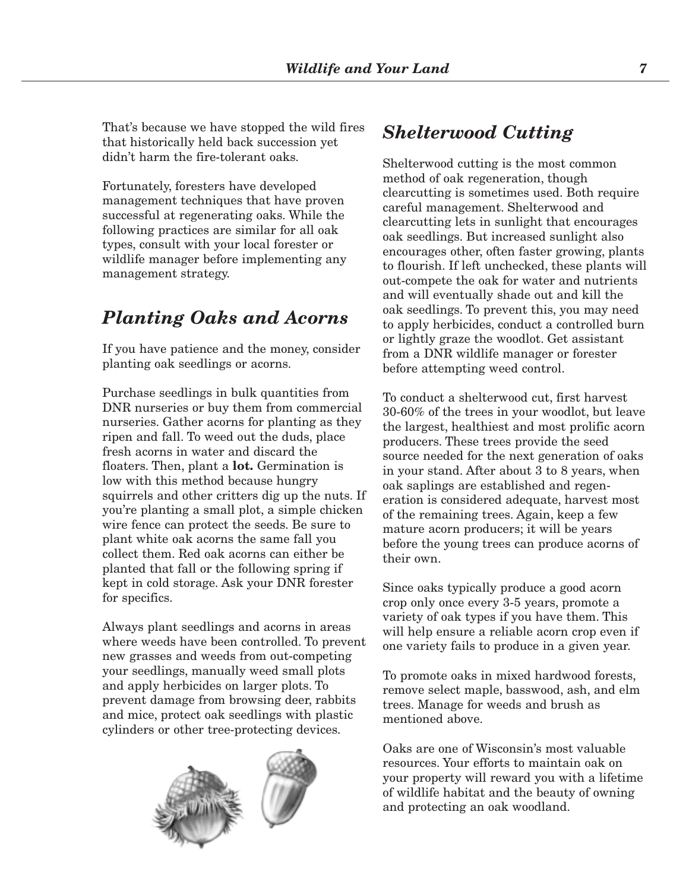That's because we have stopped the wild fires that historically held back succession yet didn't harm the fire-tolerant oaks.

Fortunately, foresters have developed management techniques that have proven successful at regenerating oaks. While the following practices are similar for all oak types, consult with your local forester or wildlife manager before implementing any management strategy.

## *Planting Oaks and Acorns*

If you have patience and the money, consider planting oak seedlings or acorns.

Purchase seedlings in bulk quantities from DNR nurseries or buy them from commercial nurseries. Gather acorns for planting as they ripen and fall. To weed out the duds, place fresh acorns in water and discard the floaters. Then, plant a **lot.** Germination is low with this method because hungry squirrels and other critters dig up the nuts. If you're planting a small plot, a simple chicken wire fence can protect the seeds. Be sure to plant white oak acorns the same fall you collect them. Red oak acorns can either be planted that fall or the following spring if kept in cold storage. Ask your DNR forester for specifics.

Always plant seedlings and acorns in areas where weeds have been controlled. To prevent new grasses and weeds from out-competing your seedlings, manually weed small plots and apply herbicides on larger plots. To prevent damage from browsing deer, rabbits and mice, protect oak seedlings with plastic cylinders or other tree-protecting devices.

## *Shelterwood Cutting*

Shelterwood cutting is the most common method of oak regeneration, though clearcutting is sometimes used. Both require careful management. Shelterwood and clearcutting lets in sunlight that encourages oak seedlings. But increased sunlight also encourages other, often faster growing, plants to flourish. If left unchecked, these plants will out-compete the oak for water and nutrients and will eventually shade out and kill the oak seedlings. To prevent this, you may need to apply herbicides, conduct a controlled burn or lightly graze the woodlot. Get assistant from a DNR wildlife manager or forester before attempting weed control.

To conduct a shelterwood cut, first harvest 30-60% of the trees in your woodlot, but leave the largest, healthiest and most prolific acorn producers. These trees provide the seed source needed for the next generation of oaks in your stand. After about 3 to 8 years, when oak saplings are established and regeneration is considered adequate, harvest most of the remaining trees. Again, keep a few mature acorn producers; it will be years before the young trees can produce acorns of their own.

Since oaks typically produce a good acorn crop only once every 3-5 years, promote a variety of oak types if you have them. This will help ensure a reliable acorn crop even if one variety fails to produce in a given year.

To promote oaks in mixed hardwood forests, remove select maple, basswood, ash, and elm trees. Manage for weeds and brush as mentioned above.

Oaks are one of Wisconsin's most valuable resources. Your efforts to maintain oak on your property will reward you with a lifetime of wildlife habitat and the beauty of owning and protecting an oak woodland.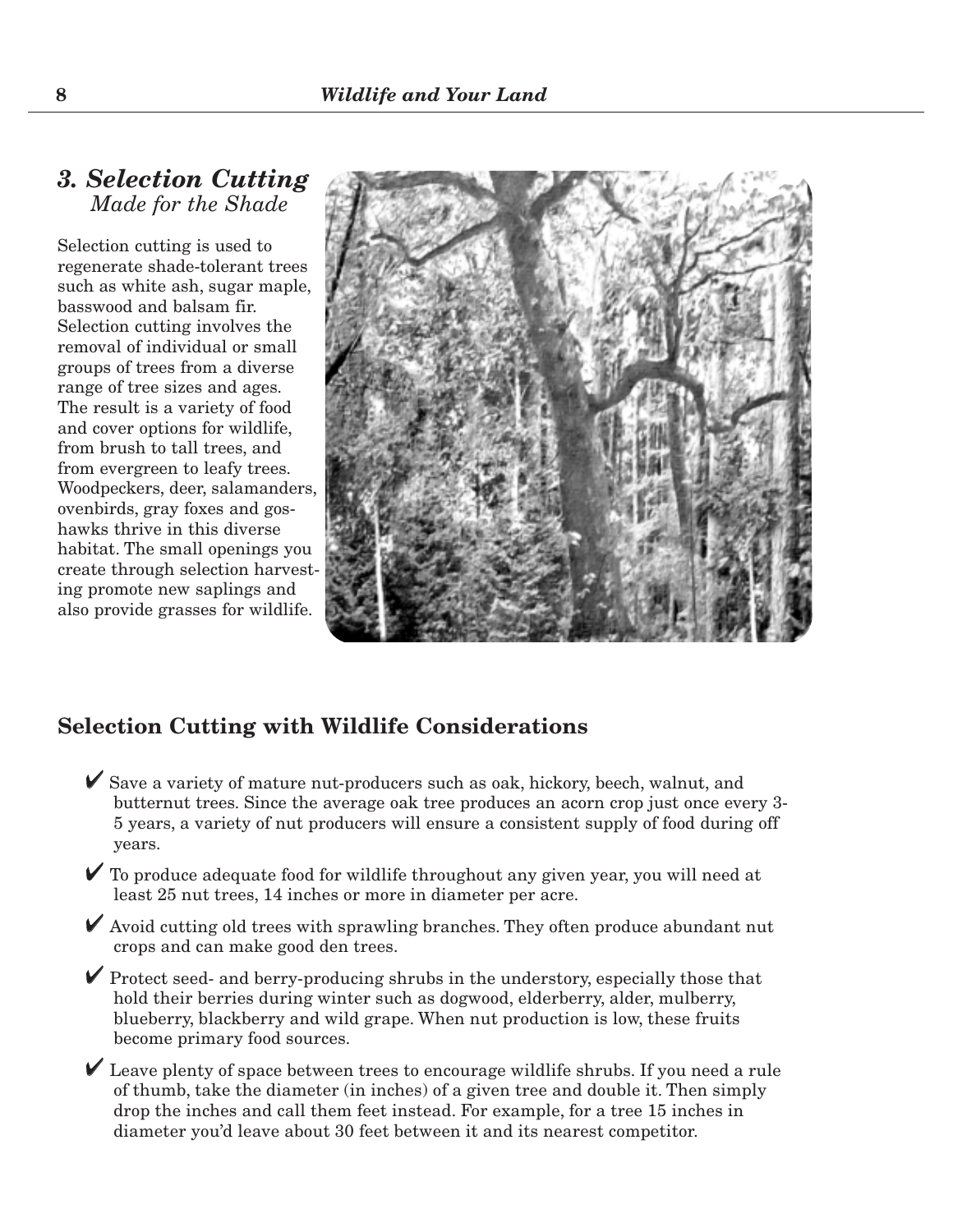## *3. Selection Cutting*
*Made for the Shade*

Selection cutting is used to regenerate shade-tolerant trees such as white ash, sugar maple, basswood and balsam fir. Selection cutting involves the removal of individual or small groups of trees from a diverse range of tree sizes and ages. The result is a variety of food and cover options for wildlife, from brush to tall trees, and from evergreen to leafy trees. Woodpeckers, deer, salamanders, ovenbirds, gray foxes and goshawks thrive in this diverse habitat. The small openings you create through selection harvesting promote new saplings and also provide grasses for wildlife.

## Selection Cutting with Wildlife Considerations

- ✔ Save a variety of mature nut-producers such as oak, hickory, beech, walnut, and butternut trees. Since the average oak tree produces an acorn crop just once every 3-5 years, a variety of nut producers will ensure a consistent supply of food during off years.
- ✔ To produce adequate food for wildlife throughout any given year, you will need at least 25 nut trees, 14 inches or more in diameter per acre.
- ✔ Avoid cutting old trees with sprawling branches. They often produce abundant nut crops and can make good den trees.
- ✔ Protect seed- and berry-producing shrubs in the understory, especially those that hold their berries during winter such as dogwood, elderberry, alder, mulberry, blueberry, blackberry and wild grape. When nut production is low, these fruits become primary food sources.
- ✔ Leave plenty of space between trees to encourage wildlife shrubs. If you need a rule of thumb, take the diameter (in inches) of a given tree and double it. Then simply drop the inches and call them feet instead. For example, for a tree 15 inches in diameter you'd leave about 30 feet between it and its nearest competitor.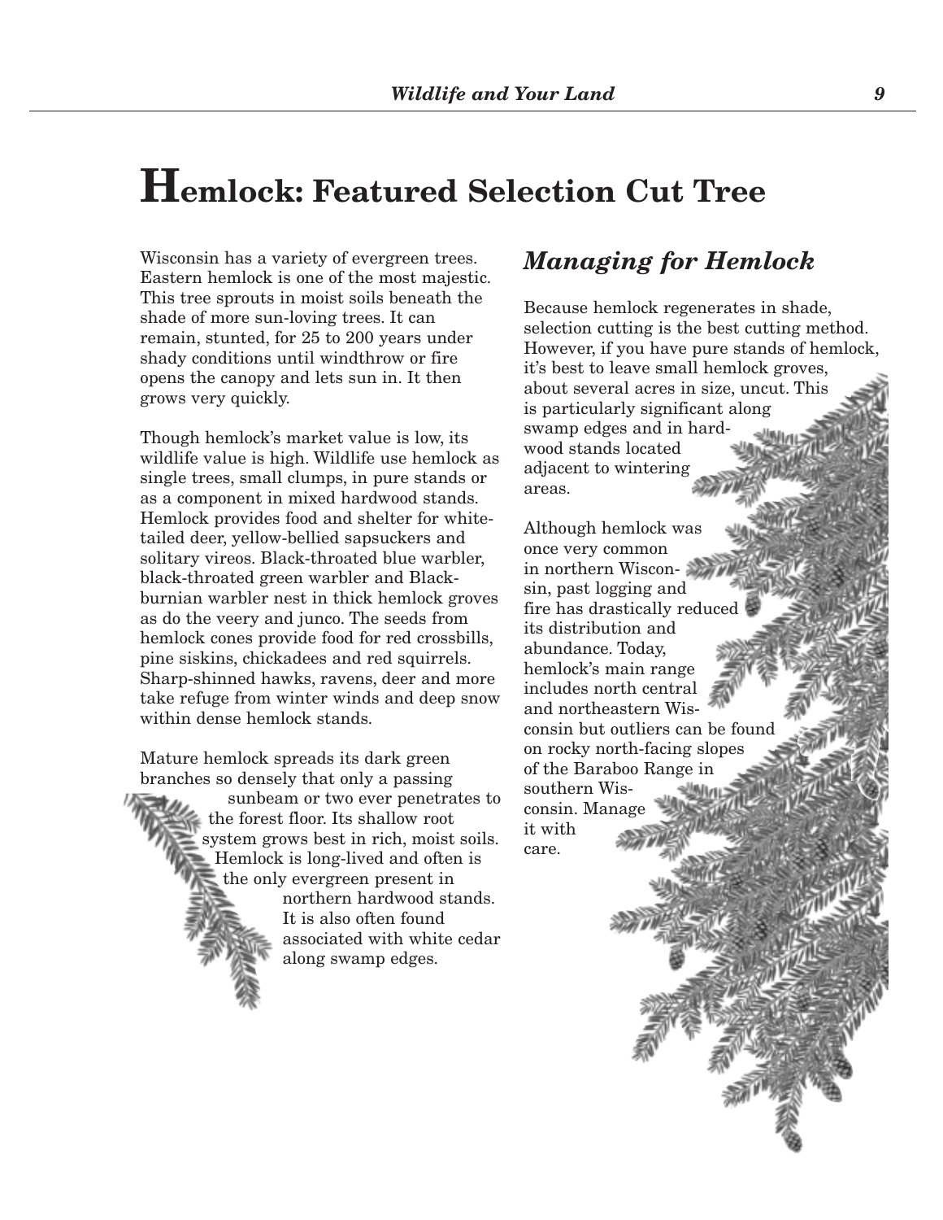# Hemlock: Featured Selection Cut Tree

Wisconsin has a variety of evergreen trees. Eastern hemlock is one of the most majestic. This tree sprouts in moist soils beneath the shade of more sun-loving trees. It can remain, stunted, for 25 to 200 years under shady conditions until windthrow or fire opens the canopy and lets sun in. It then grows very quickly.

Though hemlock's market value is low, its wildlife value is high. Wildlife use hemlock as single trees, small clumps, in pure stands or as a component in mixed hardwood stands. Hemlock provides food and shelter for white-tailed deer, yellow-bellied sapsuckers and solitary vireos. Black-throated blue warbler, black-throated green warbler and Blackburnian warbler nest in thick hemlock groves as do the veery and junco. The seeds from hemlock cones provide food for red crossbills, pine siskins, chickadees and red squirrels. Sharp-shinned hawks, ravens, deer and more take refuge from winter winds and deep snow within dense hemlock stands.

Mature hemlock spreads its dark green branches so densely that only a passing sunbeam or two ever penetrates to the forest floor. Its shallow root system grows best in rich, moist soils. Hemlock is long-lived and often is the only evergreen present in northern hardwood stands. It is also often found associated with white cedar along swamp edges.

## *Managing for Hemlock*

Because hemlock regenerates in shade, selection cutting is the best cutting method. However, if you have pure stands of hemlock, it's best to leave small hemlock groves, about several acres in size, uncut. This is particularly significant along swamp edges and in hardwood stands located adjacent to wintering areas.

Although hemlock was once very common in northern Wisconsin, past logging and fire has drastically reduced its distribution and abundance. Today, hemlock's main range includes north central and northeastern Wisconsin but outliers can be found on rocky north-facing slopes of the Baraboo Range in southern Wisconsin. Manage it with care.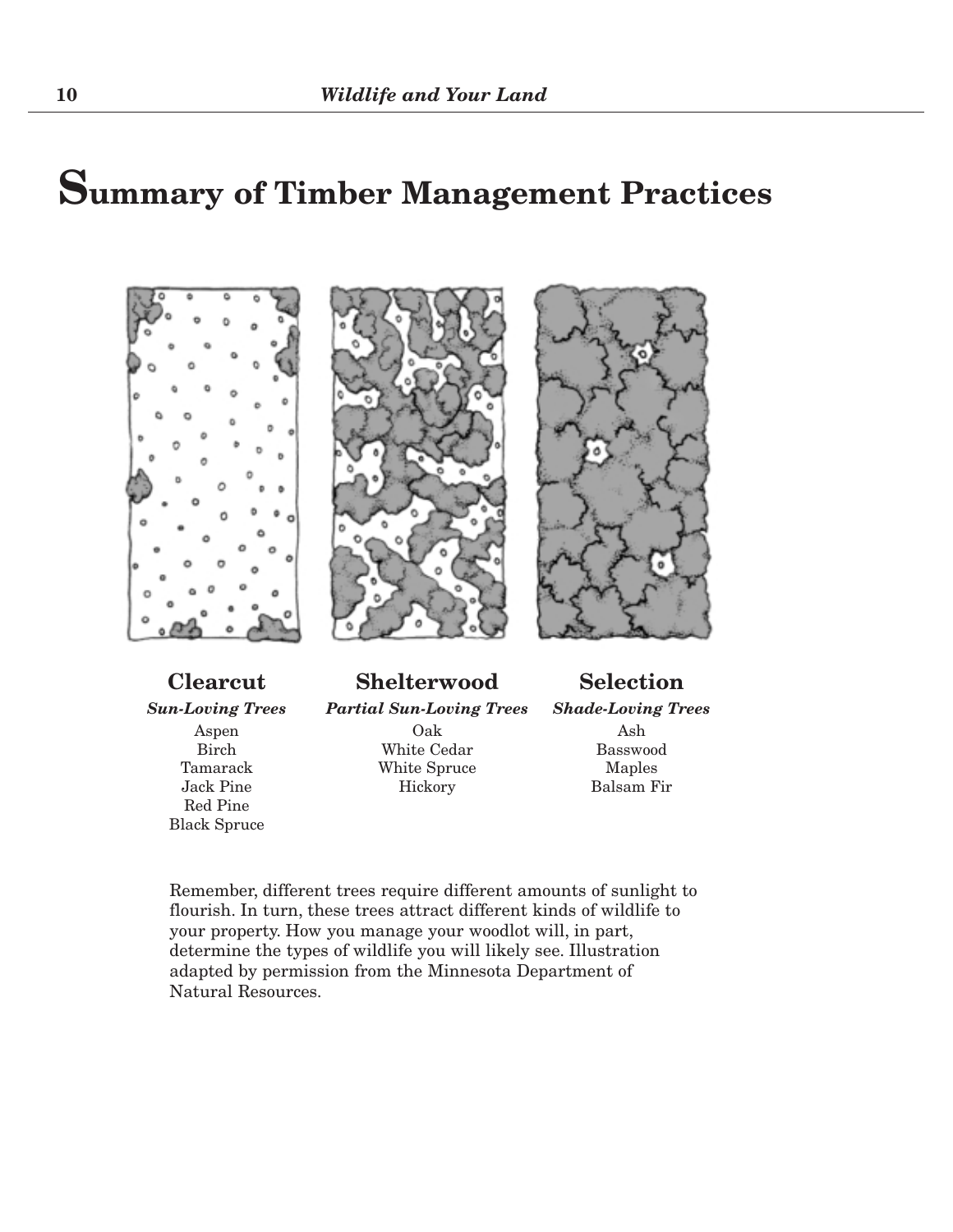# Summary of Timber Management Practices

| Clearcut | Shelterwood | Selection |
| --- | --- | --- |
| ***Sun-Loving Trees*** | ***Partial Sun-Loving Trees*** | ***Shade-Loving Trees*** |
| Aspen | Oak | Ash |
| Birch | White Cedar | Basswood |
| Tamarack | White Spruce | Maples |
| Jack Pine | Hickory | Balsam Fir |
| Red Pine | | |
| Black Spruce | | |

Remember, different trees require different amounts of sunlight to flourish. In turn, these trees attract different kinds of wildlife to your property. How you manage your woodlot will, in part, determine the types of wildlife you will likely see. Illustration adapted by permission from the Minnesota Department of Natural Resources.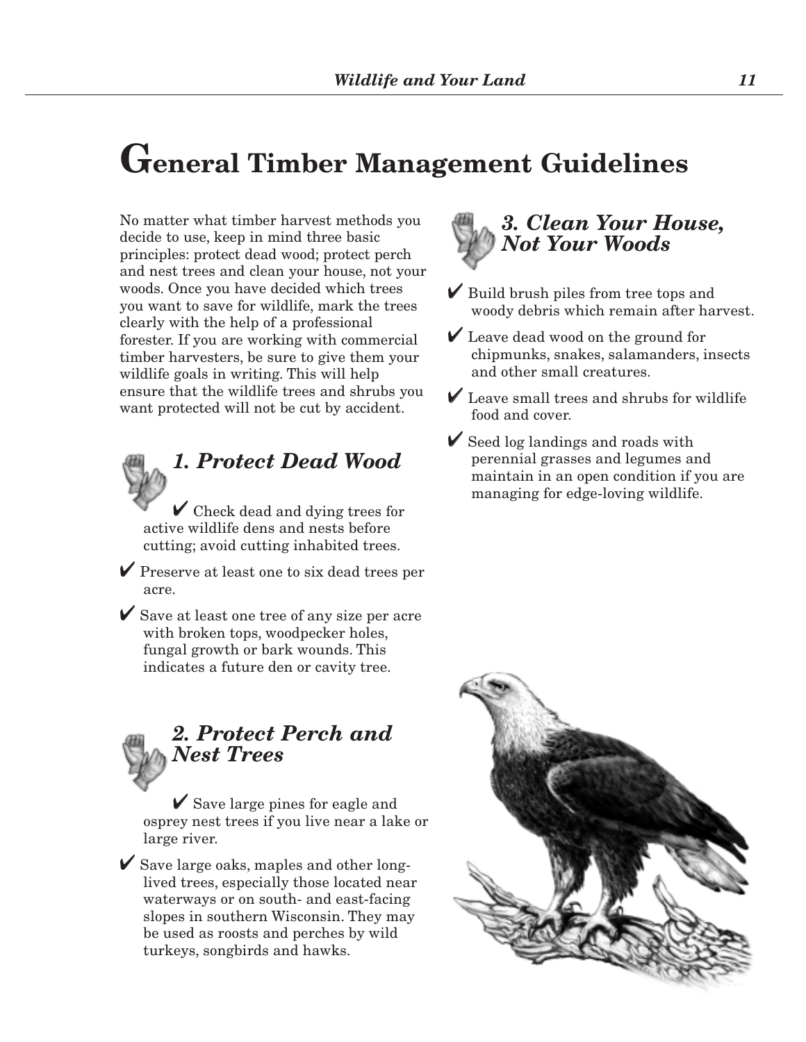# General Timber Management Guidelines

No matter what timber harvest methods you decide to use, keep in mind three basic principles: protect dead wood; protect perch and nest trees and clean your house, not your woods. Once you have decided which trees you want to save for wildlife, mark the trees clearly with the help of a professional forester. If you are working with commercial timber harvesters, be sure to give them your wildlife goals in writing. This will help ensure that the wildlife trees and shrubs you want protected will not be cut by accident.

## *1. Protect Dead Wood*

- ✔ Check dead and dying trees for active wildlife dens and nests before cutting; avoid cutting inhabited trees.
- ✔ Preserve at least one to six dead trees per acre.
- ✔ Save at least one tree of any size per acre with broken tops, woodpecker holes, fungal growth or bark wounds. This indicates a future den or cavity tree.

## *2. Protect Perch and Nest Trees*

- ✔ Save large pines for eagle and osprey nest trees if you live near a lake or large river.
- ✔ Save large oaks, maples and other long-lived trees, especially those located near waterways or on south- and east-facing slopes in southern Wisconsin. They may be used as roosts and perches by wild turkeys, songbirds and hawks.

## *3. Clean Your House, Not Your Woods*

- ✔ Build brush piles from tree tops and woody debris which remain after harvest.
- ✔ Leave dead wood on the ground for chipmunks, snakes, salamanders, insects and other small creatures.
- ✔ Leave small trees and shrubs for wildlife food and cover.
- ✔ Seed log landings and roads with perennial grasses and legumes and maintain in an open condition if you are managing for edge-loving wildlife.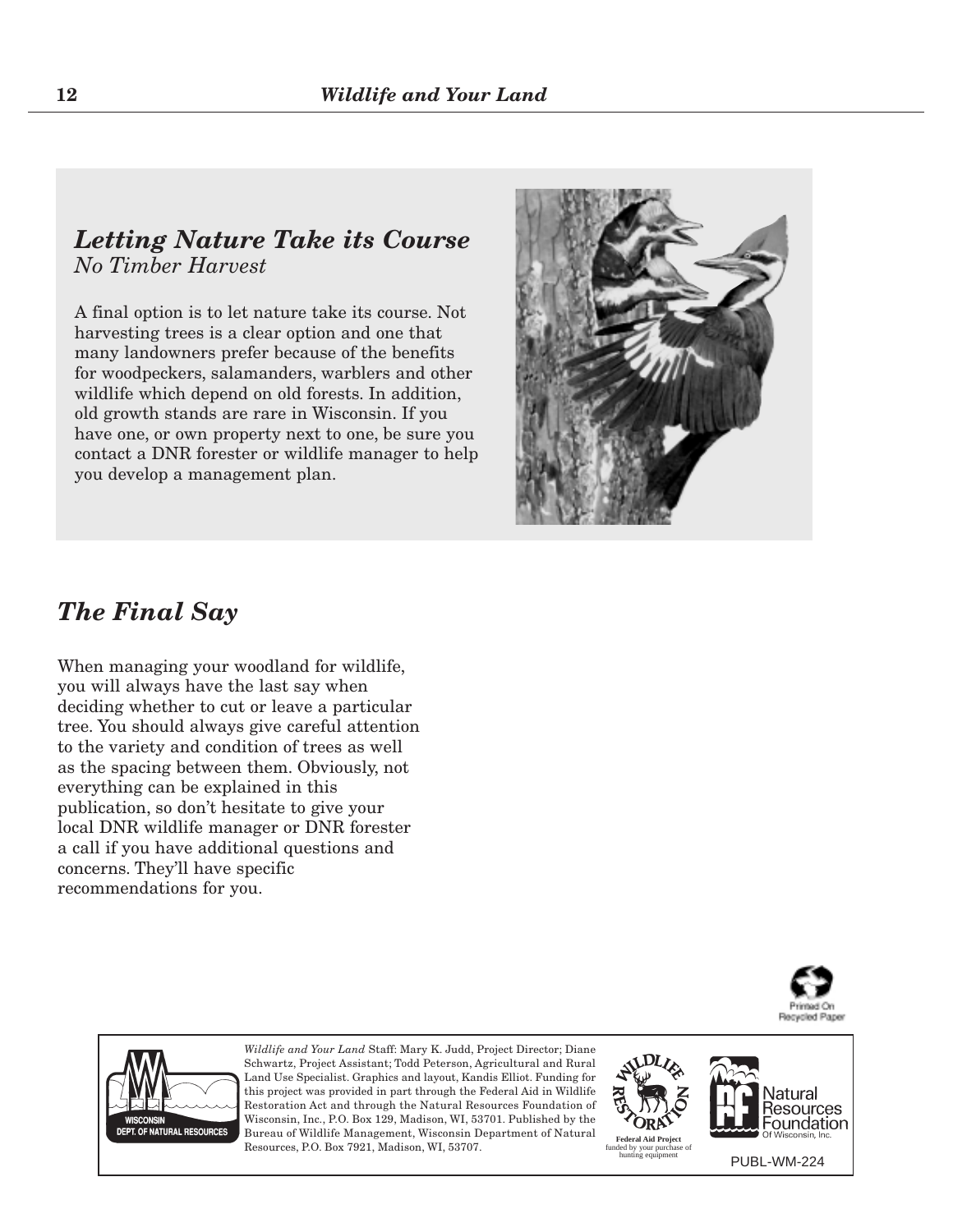## *Letting Nature Take its Course*

*No Timber Harvest*

A final option is to let nature take its course. Not harvesting trees is a clear option and one that many landowners prefer because of the benefits for woodpeckers, salamanders, warblers and other wildlife which depend on old forests. In addition, old growth stands are rare in Wisconsin. If you have one, or own property next to one, be sure you contact a DNR forester or wildlife manager to help you develop a management plan.

## *The Final Say*

When managing your woodland for wildlife, you will always have the last say when deciding whether to cut or leave a particular tree. You should always give careful attention to the variety and condition of trees as well as the spacing between them. Obviously, not everything can be explained in this publication, so don't hesitate to give your local DNR wildlife manager or DNR forester a call if you have additional questions and concerns. They'll have specific recommendations for you.

Printed On Recycled Paper

WISCONSIN DEPT. OF NATURAL RESOURCES

*Wildlife and Your Land* Staff: Mary K. Judd, Project Director; Diane Schwartz, Project Assistant; Todd Peterson, Agricultural and Rural Land Use Specialist. Graphics and layout, Kandis Elliot. Funding for this project was provided in part through the Federal Aid in Wildlife Restoration Act and through the Natural Resources Foundation of Wisconsin, Inc., P.O. Box 129, Madison, WI, 53701. Published by the Bureau of Wildlife Management, Wisconsin Department of Natural Resources, P.O. Box 7921, Madison, WI, 53707.

WILDLIFE RESTORATION

**Federal Aid Project** funded by your purchase of hunting equipment

Natural Resources Foundation Of Wisconsin, Inc.

PUBL-WM-224